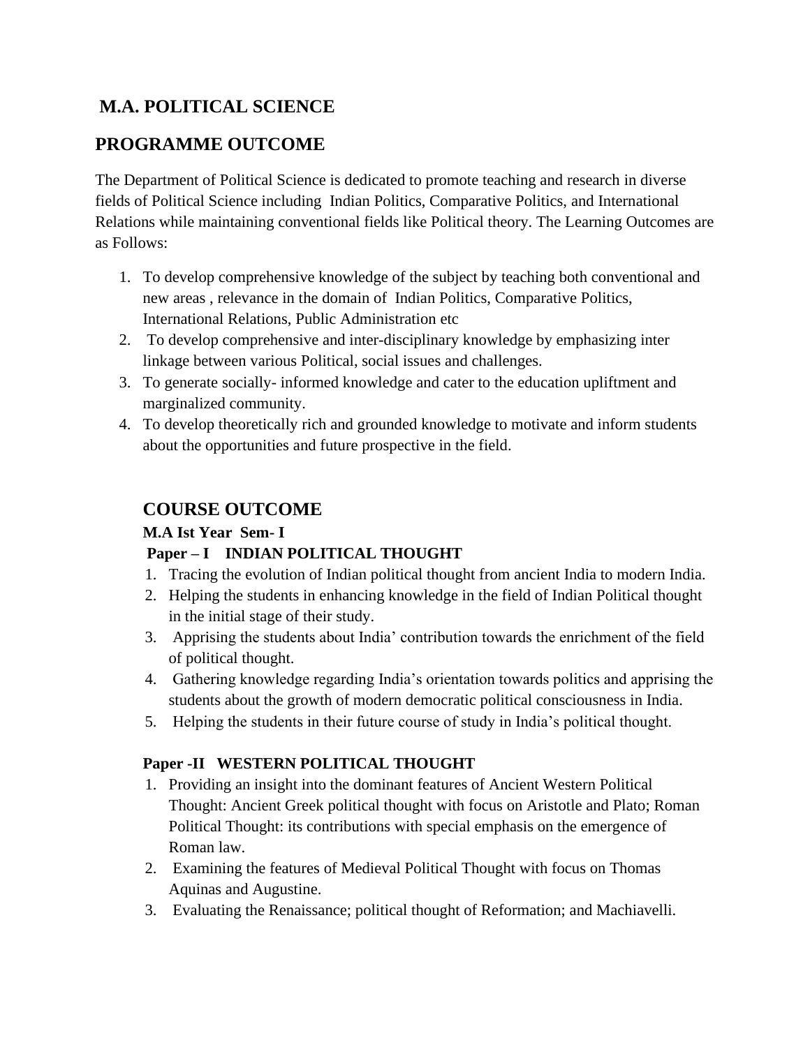# M.A. POLITICAL SCIENCE

## PROGRAMME OUTCOME

The Department of Political Science is dedicated to promote teaching and research in diverse fields of Political Science including Indian Politics, Comparative Politics, and International Relations while maintaining conventional fields like Political theory. The Learning Outcomes are as Follows:

1. To develop comprehensive knowledge of the subject by teaching both conventional and new areas , relevance in the domain of Indian Politics, Comparative Politics, International Relations, Public Administration etc
2. To develop comprehensive and inter-disciplinary knowledge by emphasizing inter linkage between various Political, social issues and challenges.
3. To generate socially- informed knowledge and cater to the education upliftment and marginalized community.
4. To develop theoretically rich and grounded knowledge to motivate and inform students about the opportunities and future prospective in the field.

## COURSE OUTCOME

**M.A Ist Year Sem- I**

**Paper – I INDIAN POLITICAL THOUGHT**

1. Tracing the evolution of Indian political thought from ancient India to modern India.
2. Helping the students in enhancing knowledge in the field of Indian Political thought in the initial stage of their study.
3. Apprising the students about India' contribution towards the enrichment of the field of political thought.
4. Gathering knowledge regarding India's orientation towards politics and apprising the students about the growth of modern democratic political consciousness in India.
5. Helping the students in their future course of study in India's political thought.

**Paper -II WESTERN POLITICAL THOUGHT**

1. Providing an insight into the dominant features of Ancient Western Political Thought: Ancient Greek political thought with focus on Aristotle and Plato; Roman Political Thought: its contributions with special emphasis on the emergence of Roman law.
2. Examining the features of Medieval Political Thought with focus on Thomas Aquinas and Augustine.
3. Evaluating the Renaissance; political thought of Reformation; and Machiavelli.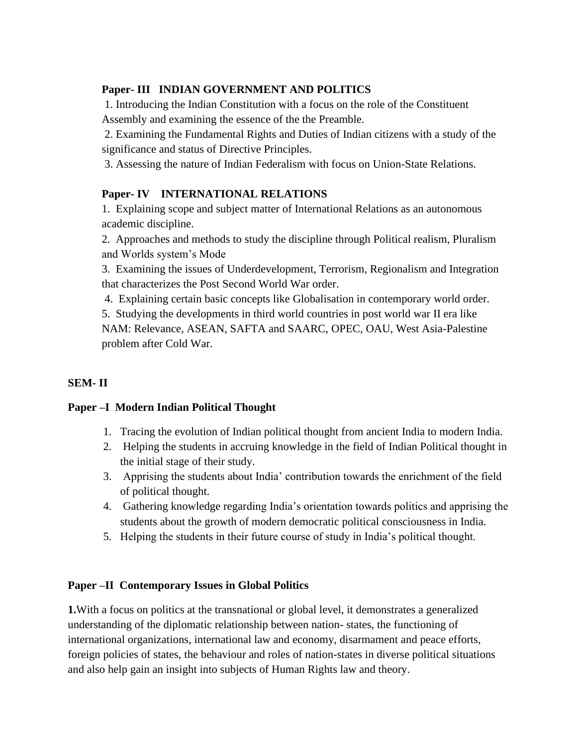**Paper- III INDIAN GOVERNMENT AND POLITICS**

1. Introducing the Indian Constitution with a focus on the role of the Constituent Assembly and examining the essence of the the Preamble.
2. Examining the Fundamental Rights and Duties of Indian citizens with a study of the significance and status of Directive Principles.
3. Assessing the nature of Indian Federalism with focus on Union-State Relations.

**Paper- IV INTERNATIONAL RELATIONS**

1. Explaining scope and subject matter of International Relations as an autonomous academic discipline.
2. Approaches and methods to study the discipline through Political realism, Pluralism and Worlds system's Mode
3. Examining the issues of Underdevelopment, Terrorism, Regionalism and Integration that characterizes the Post Second World War order.
4. Explaining certain basic concepts like Globalisation in contemporary world order.
5. Studying the developments in third world countries in post world war II era like NAM: Relevance, ASEAN, SAFTA and SAARC, OPEC, OAU, West Asia-Palestine problem after Cold War.

**SEM- II**

**Paper –I Modern Indian Political Thought**

1. Tracing the evolution of Indian political thought from ancient India to modern India.
2. Helping the students in accruing knowledge in the field of Indian Political thought in the initial stage of their study.
3. Apprising the students about India' contribution towards the enrichment of the field of political thought.
4. Gathering knowledge regarding India's orientation towards politics and apprising the students about the growth of modern democratic political consciousness in India.
5. Helping the students in their future course of study in India's political thought.

**Paper –II Contemporary Issues in Global Politics**

**1.**With a focus on politics at the transnational or global level, it demonstrates a generalized understanding of the diplomatic relationship between nation- states, the functioning of international organizations, international law and economy, disarmament and peace efforts, foreign policies of states, the behaviour and roles of nation-states in diverse political situations and also help gain an insight into subjects of Human Rights law and theory.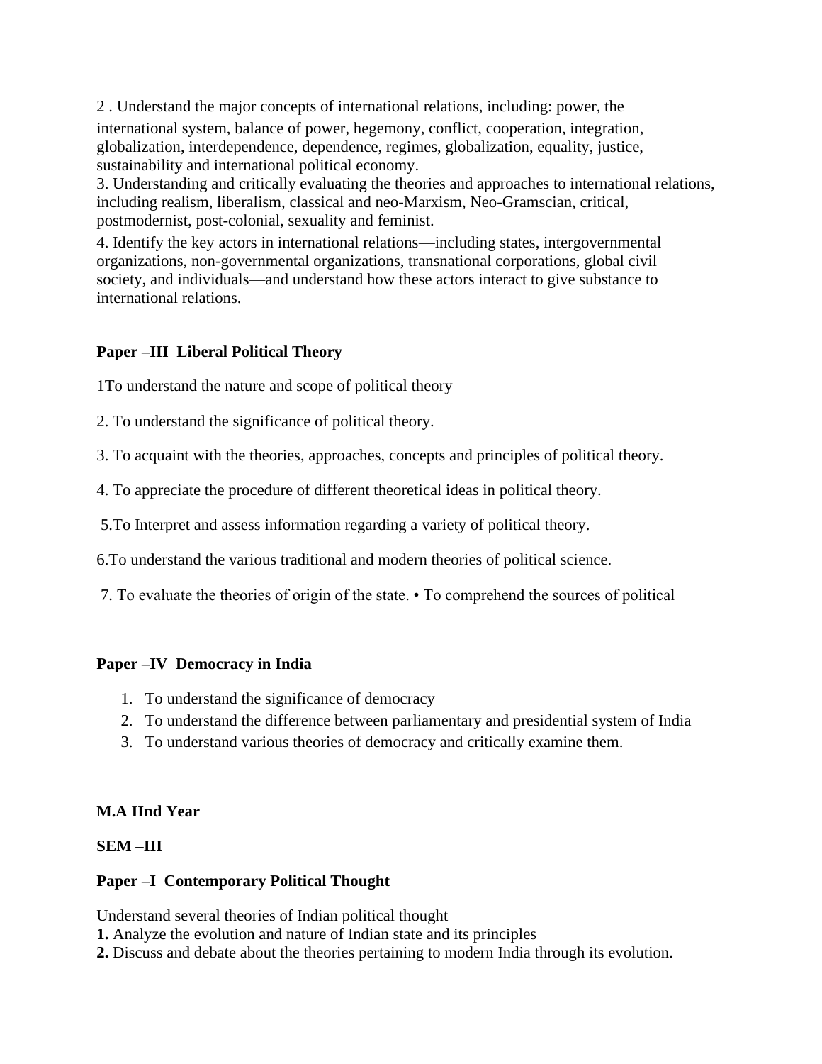2 . Understand the major concepts of international relations, including: power, the international system, balance of power, hegemony, conflict, cooperation, integration, globalization, interdependence, dependence, regimes, globalization, equality, justice, sustainability and international political economy.

3. Understanding and critically evaluating the theories and approaches to international relations, including realism, liberalism, classical and neo-Marxism, Neo-Gramscian, critical, postmodernist, post-colonial, sexuality and feminist.

4. Identify the key actors in international relations—including states, intergovernmental organizations, non-governmental organizations, transnational corporations, global civil society, and individuals—and understand how these actors interact to give substance to international relations.

**Paper –III Liberal Political Theory**

1To understand the nature and scope of political theory

2. To understand the significance of political theory.

3. To acquaint with the theories, approaches, concepts and principles of political theory.

4. To appreciate the procedure of different theoretical ideas in political theory.

5.To Interpret and assess information regarding a variety of political theory.

6.To understand the various traditional and modern theories of political science.

7. To evaluate the theories of origin of the state. • To comprehend the sources of political

**Paper –IV Democracy in India**

1. To understand the significance of democracy
2. To understand the difference between parliamentary and presidential system of India
3. To understand various theories of democracy and critically examine them.

**M.A IInd Year**

**SEM –III**

**Paper –I Contemporary Political Thought**

Understand several theories of Indian political thought

**1.** Analyze the evolution and nature of Indian state and its principles

**2.** Discuss and debate about the theories pertaining to modern India through its evolution.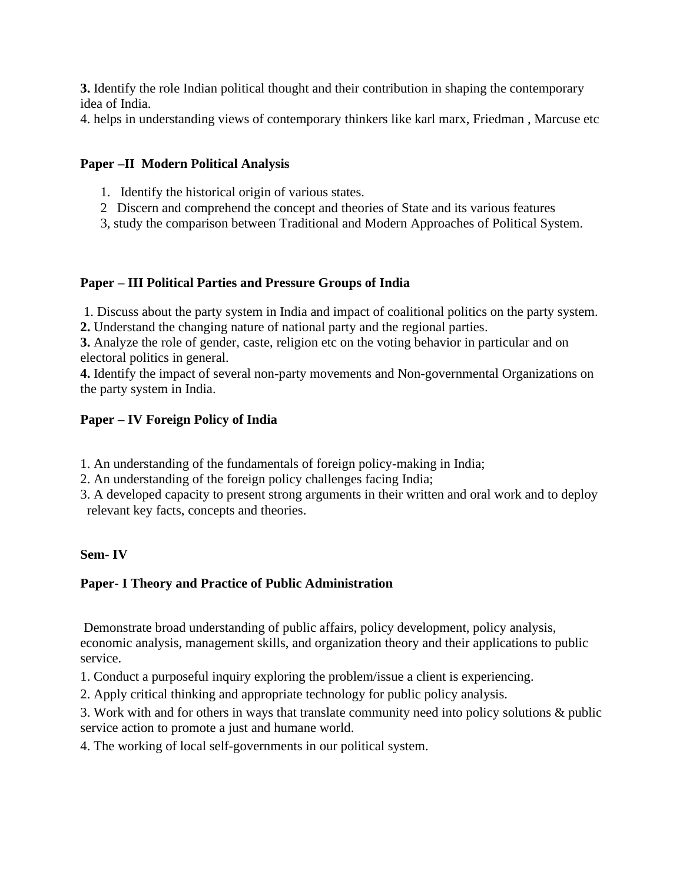**3.** Identify the role Indian political thought and their contribution in shaping the contemporary idea of India.

4. helps in understanding views of contemporary thinkers like karl marx, Friedman , Marcuse etc

**Paper –II Modern Political Analysis**

1. Identify the historical origin of various states.
2. Discern and comprehend the concept and theories of State and its various features
3. study the comparison between Traditional and Modern Approaches of Political System.

**Paper – III Political Parties and Pressure Groups of India**

1. Discuss about the party system in India and impact of coalitional politics on the party system.

**2.** Understand the changing nature of national party and the regional parties.

**3.** Analyze the role of gender, caste, religion etc on the voting behavior in particular and on electoral politics in general.

**4.** Identify the impact of several non-party movements and Non-governmental Organizations on the party system in India.

**Paper – IV Foreign Policy of India**

1. An understanding of the fundamentals of foreign policy-making in India;
2. An understanding of the foreign policy challenges facing India;
3. A developed capacity to present strong arguments in their written and oral work and to deploy relevant key facts, concepts and theories.

**Sem- IV**

**Paper- I Theory and Practice of Public Administration**

Demonstrate broad understanding of public affairs, policy development, policy analysis, economic analysis, management skills, and organization theory and their applications to public service.

1. Conduct a purposeful inquiry exploring the problem/issue a client is experiencing.
2. Apply critical thinking and appropriate technology for public policy analysis.
3. Work with and for others in ways that translate community need into policy solutions & public service action to promote a just and humane world.
4. The working of local self-governments in our political system.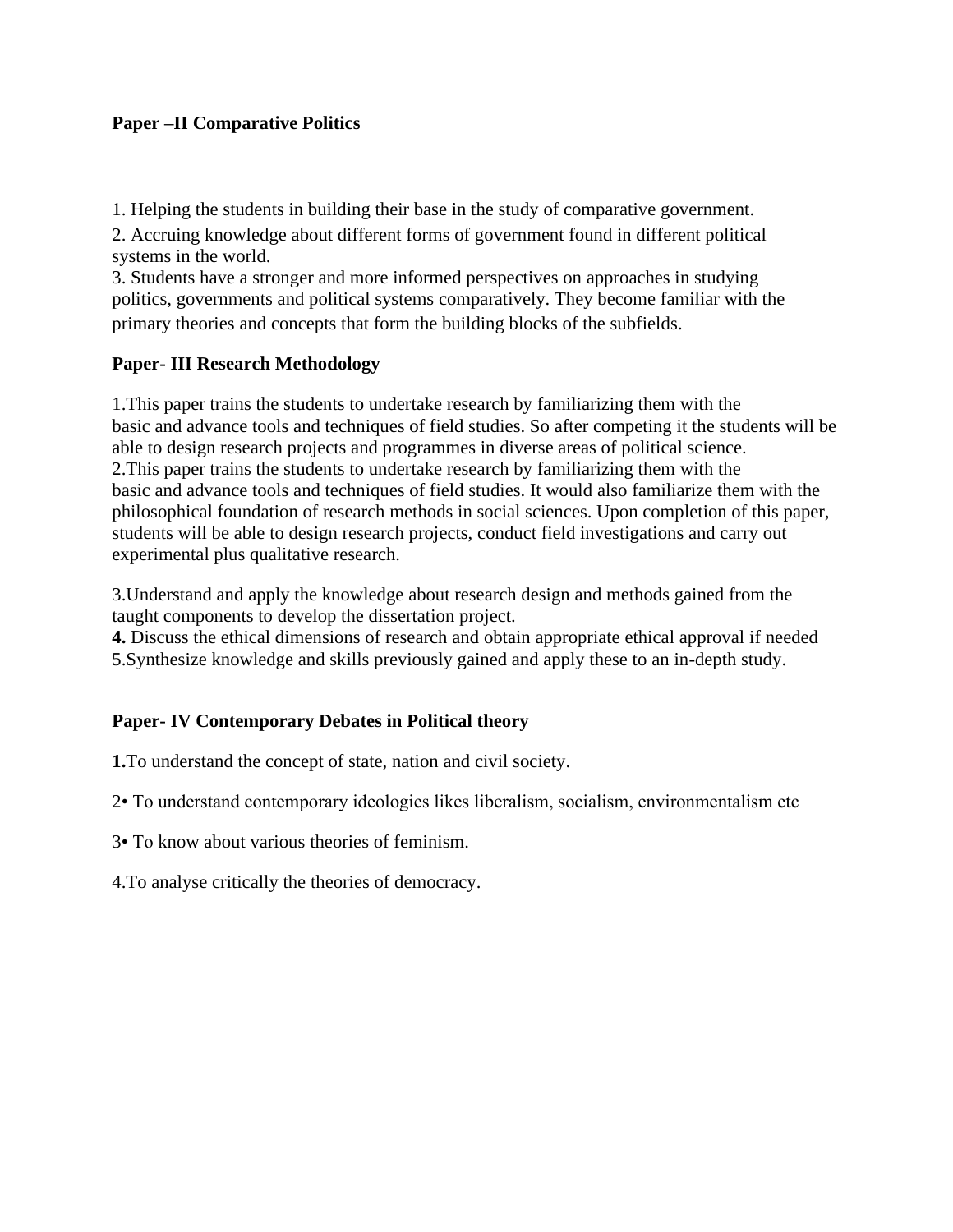**Paper –II Comparative Politics**

1. Helping the students in building their base in the study of comparative government.
2. Accruing knowledge about different forms of government found in different political systems in the world.
3. Students have a stronger and more informed perspectives on approaches in studying politics, governments and political systems comparatively. They become familiar with the primary theories and concepts that form the building blocks of the subfields.

**Paper- III Research Methodology**

1.This paper trains the students to undertake research by familiarizing them with the basic and advance tools and techniques of field studies. So after competing it the students will be able to design research projects and programmes in diverse areas of political science.
2.This paper trains the students to undertake research by familiarizing them with the basic and advance tools and techniques of field studies. It would also familiarize them with the philosophical foundation of research methods in social sciences. Upon completion of this paper, students will be able to design research projects, conduct field investigations and carry out experimental plus qualitative research.

3.Understand and apply the knowledge about research design and methods gained from the taught components to develop the dissertation project.
**4.** Discuss the ethical dimensions of research and obtain appropriate ethical approval if needed
5.Synthesize knowledge and skills previously gained and apply these to an in-depth study.

**Paper- IV Contemporary Debates in Political theory**

**1.**To understand the concept of state, nation and civil society.

2• To understand contemporary ideologies likes liberalism, socialism, environmentalism etc

3• To know about various theories of feminism.

4.To analyse critically the theories of democracy.